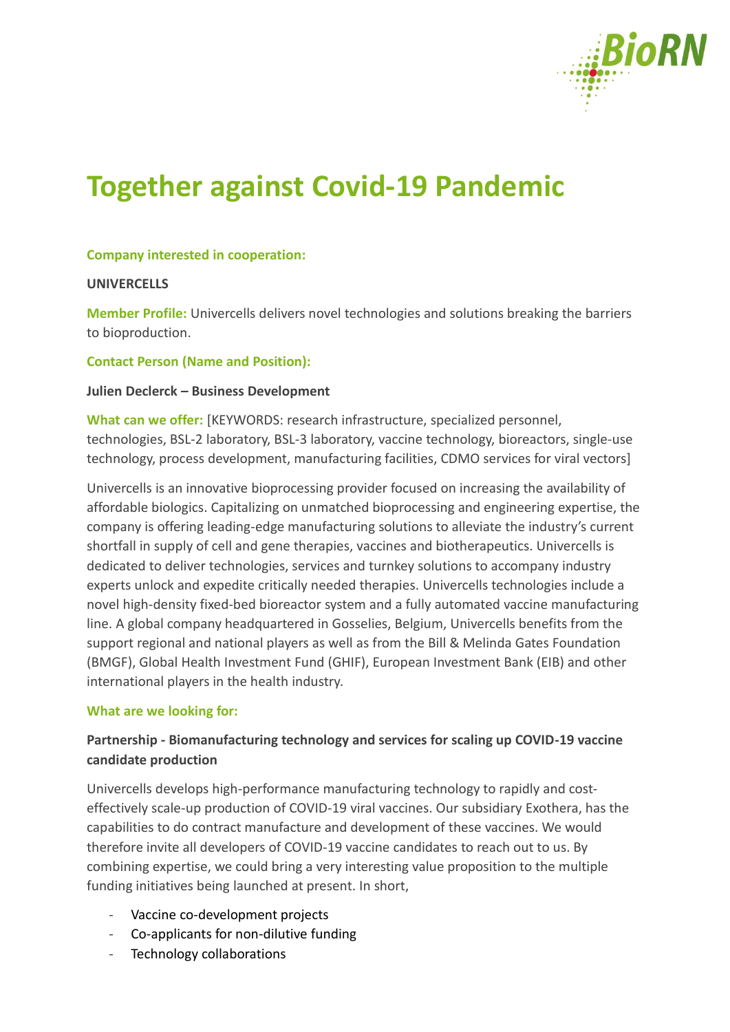# Together against Covid-19 Pandemic

**Company interested in cooperation:**

**UNIVERCELLS**

**Member Profile:** Univercells delivers novel technologies and solutions breaking the barriers to bioproduction.

**Contact Person (Name and Position):**

**Julien Declerck – Business Development**

**What can we offer:** [KEYWORDS: research infrastructure, specialized personnel, technologies, BSL-2 laboratory, BSL-3 laboratory, vaccine technology, bioreactors, single-use technology, process development, manufacturing facilities, CDMO services for viral vectors]

Univercells is an innovative bioprocessing provider focused on increasing the availability of affordable biologics. Capitalizing on unmatched bioprocessing and engineering expertise, the company is offering leading-edge manufacturing solutions to alleviate the industry's current shortfall in supply of cell and gene therapies, vaccines and biotherapeutics. Univercells is dedicated to deliver technologies, services and turnkey solutions to accompany industry experts unlock and expedite critically needed therapies. Univercells technologies include a novel high-density fixed-bed bioreactor system and a fully automated vaccine manufacturing line. A global company headquartered in Gosselies, Belgium, Univercells benefits from the support regional and national players as well as from the Bill & Melinda Gates Foundation (BMGF), Global Health Investment Fund (GHIF), European Investment Bank (EIB) and other international players in the health industry.

**What are we looking for:**

**Partnership - Biomanufacturing technology and services for scaling up COVID-19 vaccine candidate production**

Univercells develops high-performance manufacturing technology to rapidly and cost-effectively scale-up production of COVID-19 viral vaccines. Our subsidiary Exothera, has the capabilities to do contract manufacture and development of these vaccines. We would therefore invite all developers of COVID-19 vaccine candidates to reach out to us. By combining expertise, we could bring a very interesting value proposition to the multiple funding initiatives being launched at present. In short,

- Vaccine co-development projects
- Co-applicants for non-dilutive funding
- Technology collaborations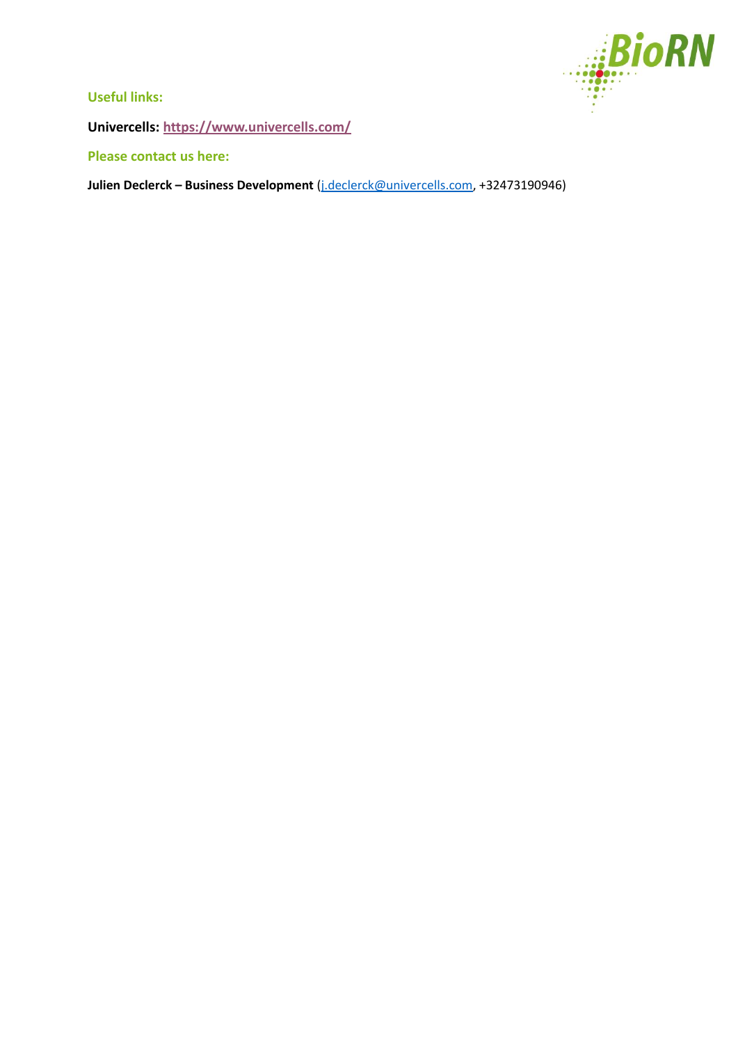**Useful links:**

**Univercells: https://www.univercells.com/**

**Please contact us here:**

**Julien Declerck – Business Development** (j.declerck@univercells.com, +32473190946)